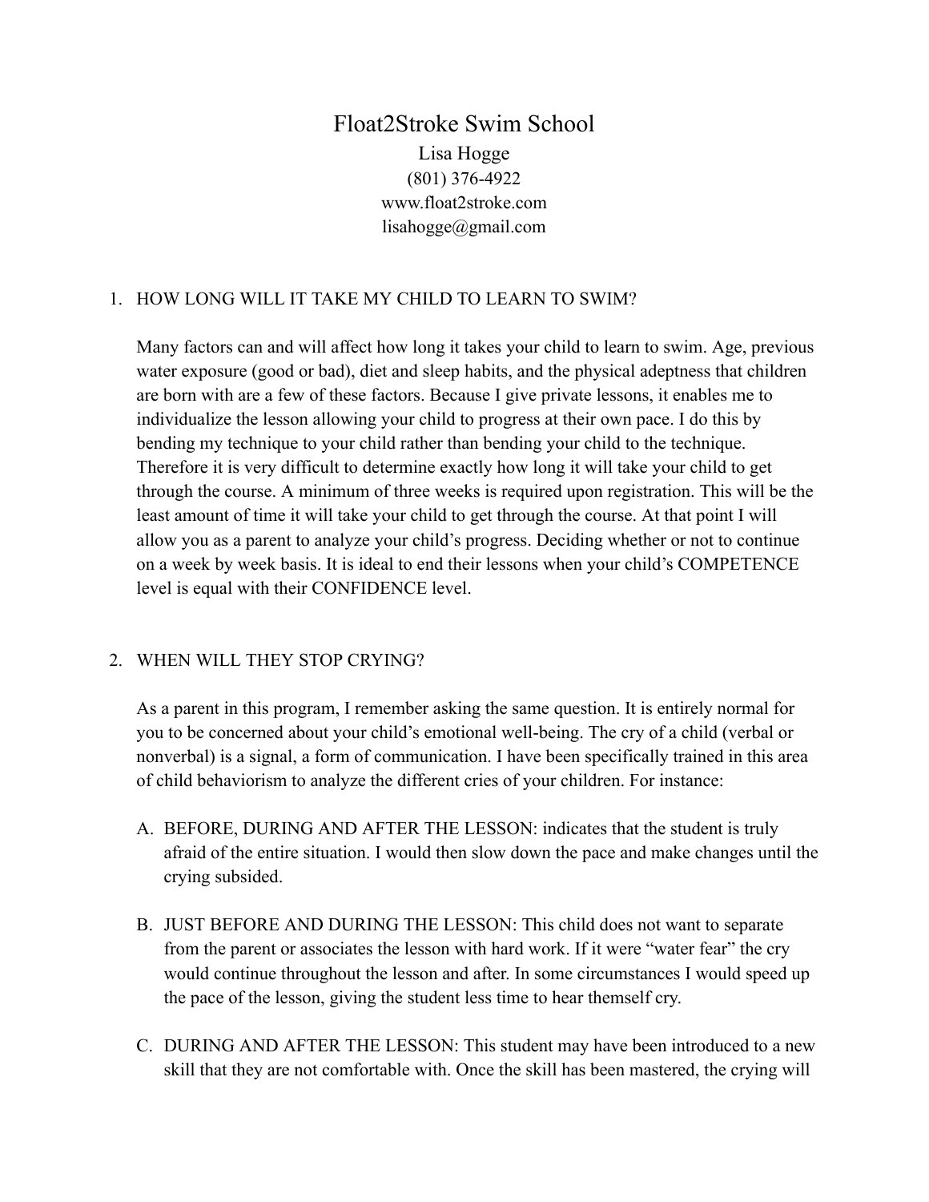# Float2Stroke Swim School

Lisa Hogge
(801) 376-4922
www.float2stroke.com
lisahogge@gmail.com

1. HOW LONG WILL IT TAKE MY CHILD TO LEARN TO SWIM?

   Many factors can and will affect how long it takes your child to learn to swim. Age, previous water exposure (good or bad), diet and sleep habits, and the physical adeptness that children are born with are a few of these factors. Because I give private lessons, it enables me to individualize the lesson allowing your child to progress at their own pace. I do this by bending my technique to your child rather than bending your child to the technique. Therefore it is very difficult to determine exactly how long it will take your child to get through the course. A minimum of three weeks is required upon registration. This will be the least amount of time it will take your child to get through the course. At that point I will allow you as a parent to analyze your child's progress. Deciding whether or not to continue on a week by week basis. It is ideal to end their lessons when your child's COMPETENCE level is equal with their CONFIDENCE level.

2. WHEN WILL THEY STOP CRYING?

   As a parent in this program, I remember asking the same question. It is entirely normal for you to be concerned about your child's emotional well-being. The cry of a child (verbal or nonverbal) is a signal, a form of communication. I have been specifically trained in this area of child behaviorism to analyze the different cries of your children. For instance:

   A. BEFORE, DURING AND AFTER THE LESSON: indicates that the student is truly afraid of the entire situation. I would then slow down the pace and make changes until the crying subsided.

   B. JUST BEFORE AND DURING THE LESSON: This child does not want to separate from the parent or associates the lesson with hard work. If it were "water fear" the cry would continue throughout the lesson and after. In some circumstances I would speed up the pace of the lesson, giving the student less time to hear themself cry.

   C. DURING AND AFTER THE LESSON: This student may have been introduced to a new skill that they are not comfortable with. Once the skill has been mastered, the crying will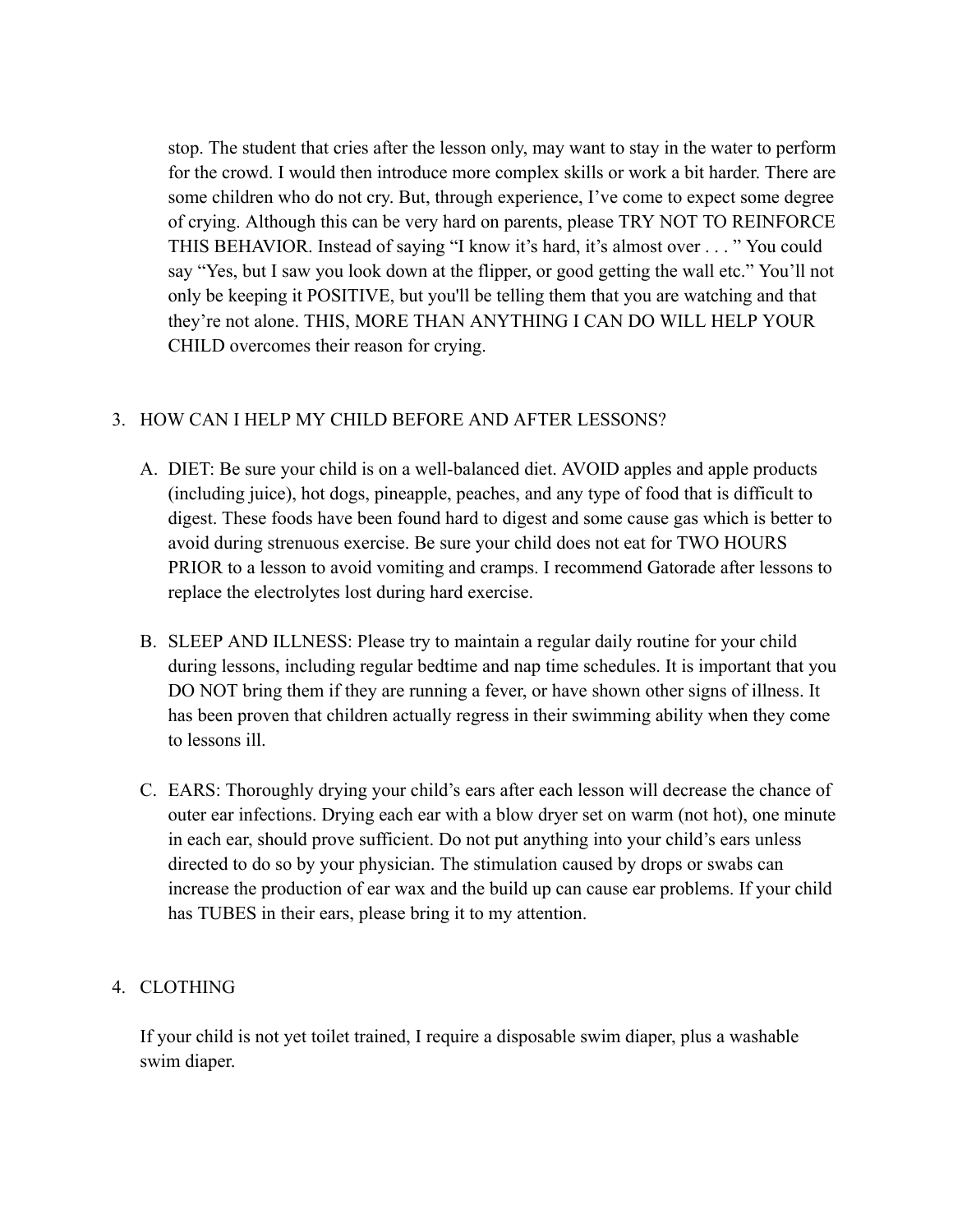stop. The student that cries after the lesson only, may want to stay in the water to perform for the crowd. I would then introduce more complex skills or work a bit harder. There are some children who do not cry. But, through experience, I've come to expect some degree of crying. Although this can be very hard on parents, please TRY NOT TO REINFORCE THIS BEHAVIOR. Instead of saying "I know it's hard, it's almost over . . . " You could say "Yes, but I saw you look down at the flipper, or good getting the wall etc." You'll not only be keeping it POSITIVE, but you'll be telling them that you are watching and that they're not alone. THIS, MORE THAN ANYTHING I CAN DO WILL HELP YOUR CHILD overcomes their reason for crying.

3. HOW CAN I HELP MY CHILD BEFORE AND AFTER LESSONS?

   A. DIET: Be sure your child is on a well-balanced diet. AVOID apples and apple products (including juice), hot dogs, pineapple, peaches, and any type of food that is difficult to digest. These foods have been found hard to digest and some cause gas which is better to avoid during strenuous exercise. Be sure your child does not eat for TWO HOURS PRIOR to a lesson to avoid vomiting and cramps. I recommend Gatorade after lessons to replace the electrolytes lost during hard exercise.

   B. SLEEP AND ILLNESS: Please try to maintain a regular daily routine for your child during lessons, including regular bedtime and nap time schedules. It is important that you DO NOT bring them if they are running a fever, or have shown other signs of illness. It has been proven that children actually regress in their swimming ability when they come to lessons ill.

   C. EARS: Thoroughly drying your child's ears after each lesson will decrease the chance of outer ear infections. Drying each ear with a blow dryer set on warm (not hot), one minute in each ear, should prove sufficient. Do not put anything into your child's ears unless directed to do so by your physician. The stimulation caused by drops or swabs can increase the production of ear wax and the build up can cause ear problems. If your child has TUBES in their ears, please bring it to my attention.

4. CLOTHING

   If your child is not yet toilet trained, I require a disposable swim diaper, plus a washable swim diaper.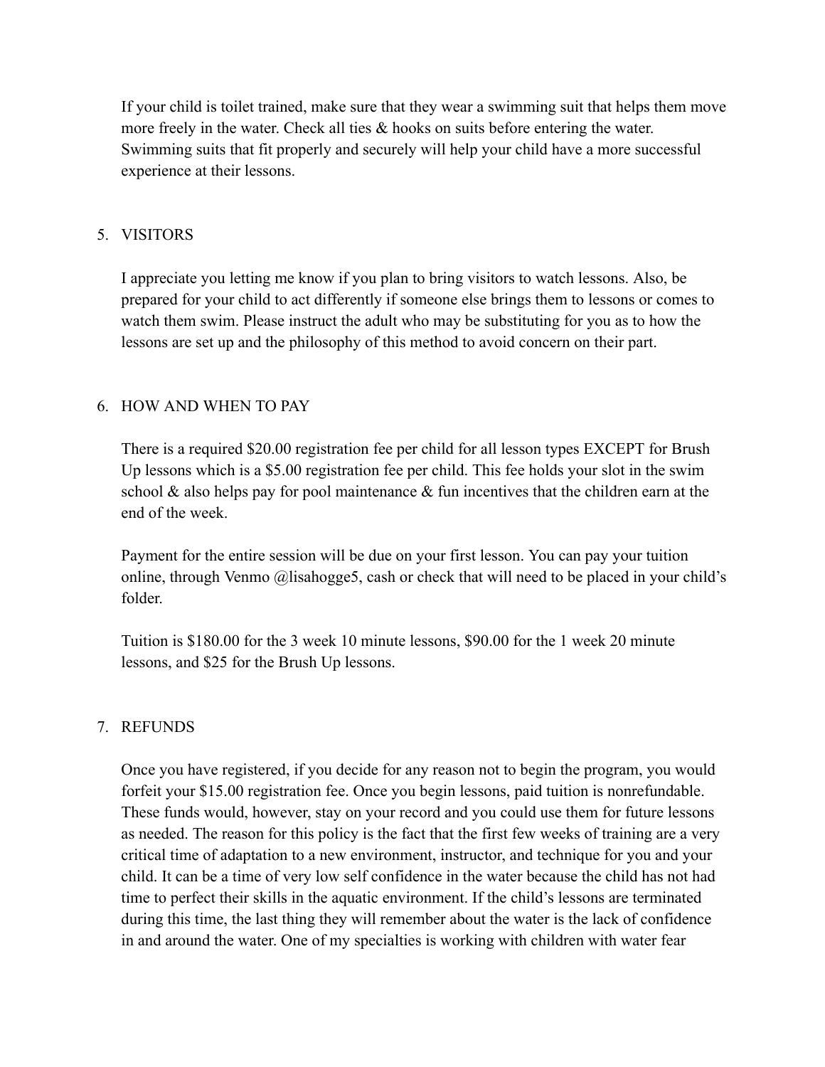If your child is toilet trained, make sure that they wear a swimming suit that helps them move more freely in the water. Check all ties & hooks on suits before entering the water. Swimming suits that fit properly and securely will help your child have a more successful experience at their lessons.

5. VISITORS

   I appreciate you letting me know if you plan to bring visitors to watch lessons. Also, be prepared for your child to act differently if someone else brings them to lessons or comes to watch them swim. Please instruct the adult who may be substituting for you as to how the lessons are set up and the philosophy of this method to avoid concern on their part.

6. HOW AND WHEN TO PAY

   There is a required $20.00 registration fee per child for all lesson types EXCEPT for Brush Up lessons which is a $5.00 registration fee per child. This fee holds your slot in the swim school & also helps pay for pool maintenance & fun incentives that the children earn at the end of the week.

   Payment for the entire session will be due on your first lesson. You can pay your tuition online, through Venmo @lisahogge5, cash or check that will need to be placed in your child's folder.

   Tuition is $180.00 for the 3 week 10 minute lessons, $90.00 for the 1 week 20 minute lessons, and $25 for the Brush Up lessons.

7. REFUNDS

   Once you have registered, if you decide for any reason not to begin the program, you would forfeit your $15.00 registration fee. Once you begin lessons, paid tuition is nonrefundable. These funds would, however, stay on your record and you could use them for future lessons as needed. The reason for this policy is the fact that the first few weeks of training are a very critical time of adaptation to a new environment, instructor, and technique for you and your child. It can be a time of very low self confidence in the water because the child has not had time to perfect their skills in the aquatic environment. If the child's lessons are terminated during this time, the last thing they will remember about the water is the lack of confidence in and around the water. One of my specialties is working with children with water fear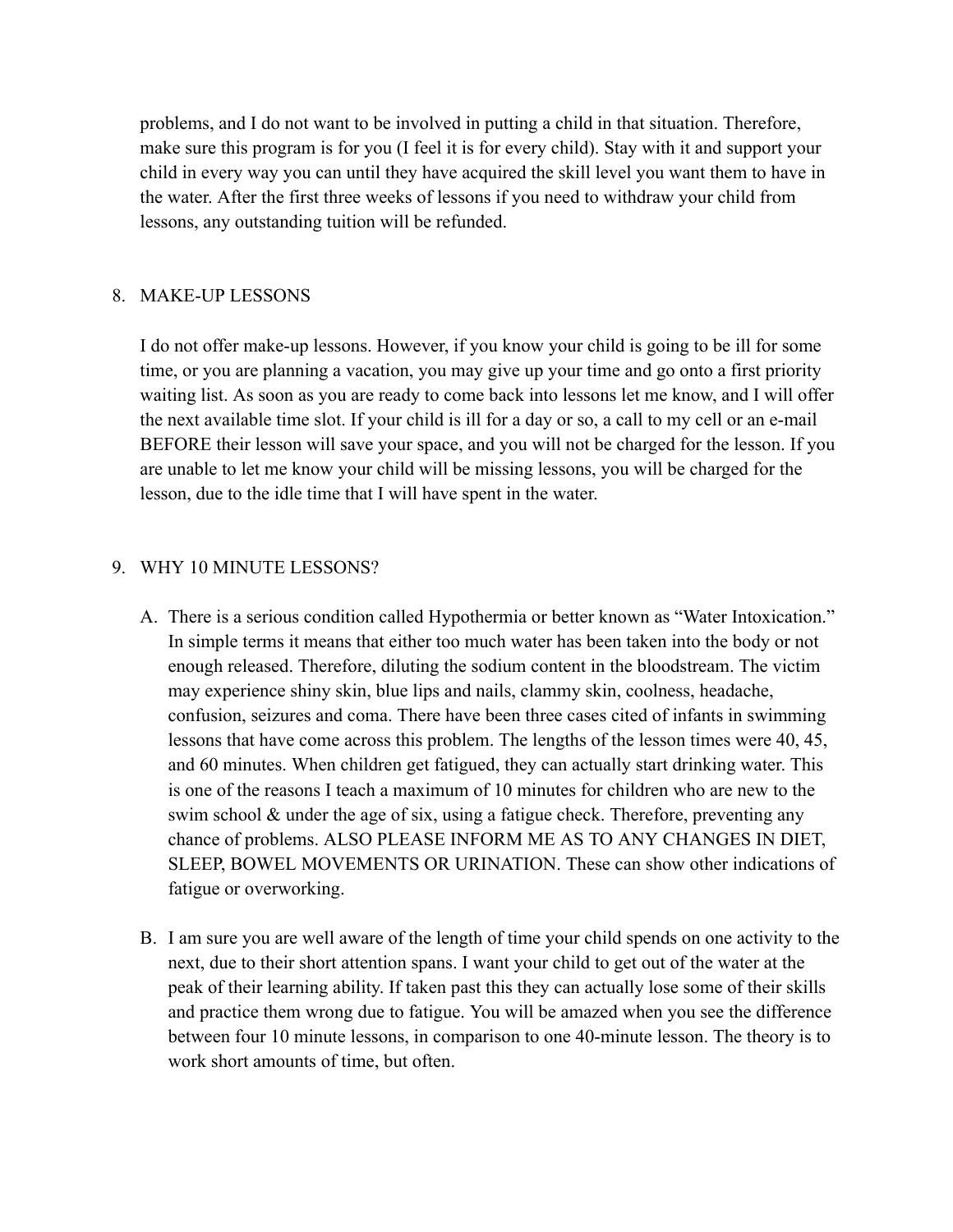problems, and I do not want to be involved in putting a child in that situation. Therefore, make sure this program is for you (I feel it is for every child). Stay with it and support your child in every way you can until they have acquired the skill level you want them to have in the water. After the first three weeks of lessons if you need to withdraw your child from lessons, any outstanding tuition will be refunded.

8. MAKE-UP LESSONS

   I do not offer make-up lessons. However, if you know your child is going to be ill for some time, or you are planning a vacation, you may give up your time and go onto a first priority waiting list. As soon as you are ready to come back into lessons let me know, and I will offer the next available time slot. If your child is ill for a day or so, a call to my cell or an e-mail BEFORE their lesson will save your space, and you will not be charged for the lesson. If you are unable to let me know your child will be missing lessons, you will be charged for the lesson, due to the idle time that I will have spent in the water.

9. WHY 10 MINUTE LESSONS?

   A. There is a serious condition called Hypothermia or better known as "Water Intoxication." In simple terms it means that either too much water has been taken into the body or not enough released. Therefore, diluting the sodium content in the bloodstream. The victim may experience shiny skin, blue lips and nails, clammy skin, coolness, headache, confusion, seizures and coma. There have been three cases cited of infants in swimming lessons that have come across this problem. The lengths of the lesson times were 40, 45, and 60 minutes. When children get fatigued, they can actually start drinking water. This is one of the reasons I teach a maximum of 10 minutes for children who are new to the swim school & under the age of six, using a fatigue check. Therefore, preventing any chance of problems. ALSO PLEASE INFORM ME AS TO ANY CHANGES IN DIET, SLEEP, BOWEL MOVEMENTS OR URINATION. These can show other indications of fatigue or overworking.

   B. I am sure you are well aware of the length of time your child spends on one activity to the next, due to their short attention spans. I want your child to get out of the water at the peak of their learning ability. If taken past this they can actually lose some of their skills and practice them wrong due to fatigue. You will be amazed when you see the difference between four 10 minute lessons, in comparison to one 40-minute lesson. The theory is to work short amounts of time, but often.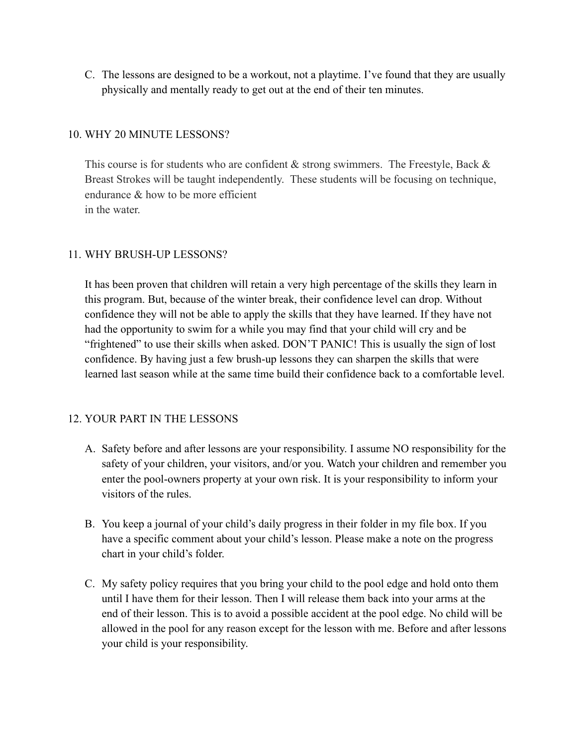C. The lessons are designed to be a workout, not a playtime. I've found that they are usually physically and mentally ready to get out at the end of their ten minutes.

## 10. WHY 20 MINUTE LESSONS?

This course is for students who are confident & strong swimmers. The Freestyle, Back & Breast Strokes will be taught independently. These students will be focusing on technique, endurance & how to be more efficient in the water.

## 11. WHY BRUSH-UP LESSONS?

It has been proven that children will retain a very high percentage of the skills they learn in this program. But, because of the winter break, their confidence level can drop. Without confidence they will not be able to apply the skills that they have learned. If they have not had the opportunity to swim for a while you may find that your child will cry and be "frightened" to use their skills when asked. DON'T PANIC! This is usually the sign of lost confidence. By having just a few brush-up lessons they can sharpen the skills that were learned last season while at the same time build their confidence back to a comfortable level.

## 12. YOUR PART IN THE LESSONS

A. Safety before and after lessons are your responsibility. I assume NO responsibility for the safety of your children, your visitors, and/or you. Watch your children and remember you enter the pool-owners property at your own risk. It is your responsibility to inform your visitors of the rules.

B. You keep a journal of your child's daily progress in their folder in my file box. If you have a specific comment about your child's lesson. Please make a note on the progress chart in your child's folder.

C. My safety policy requires that you bring your child to the pool edge and hold onto them until I have them for their lesson. Then I will release them back into your arms at the end of their lesson. This is to avoid a possible accident at the pool edge. No child will be allowed in the pool for any reason except for the lesson with me. Before and after lessons your child is your responsibility.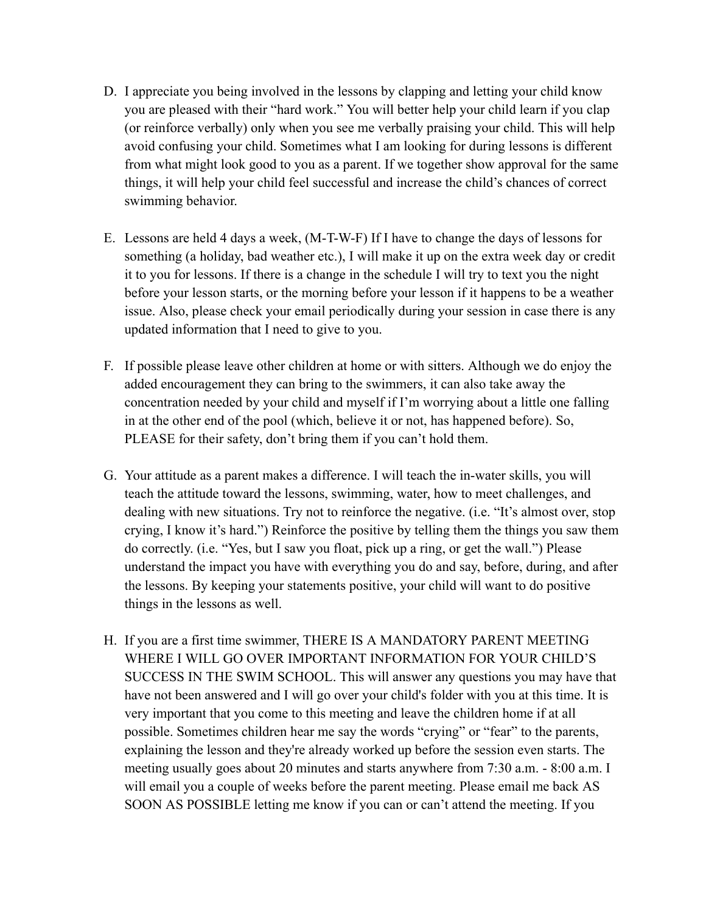D. I appreciate you being involved in the lessons by clapping and letting your child know you are pleased with their "hard work." You will better help your child learn if you clap (or reinforce verbally) only when you see me verbally praising your child. This will help avoid confusing your child. Sometimes what I am looking for during lessons is different from what might look good to you as a parent. If we together show approval for the same things, it will help your child feel successful and increase the child's chances of correct swimming behavior.

E. Lessons are held 4 days a week, (M-T-W-F) If I have to change the days of lessons for something (a holiday, bad weather etc.), I will make it up on the extra week day or credit it to you for lessons. If there is a change in the schedule I will try to text you the night before your lesson starts, or the morning before your lesson if it happens to be a weather issue. Also, please check your email periodically during your session in case there is any updated information that I need to give to you.

F. If possible please leave other children at home or with sitters. Although we do enjoy the added encouragement they can bring to the swimmers, it can also take away the concentration needed by your child and myself if I'm worrying about a little one falling in at the other end of the pool (which, believe it or not, has happened before). So, PLEASE for their safety, don't bring them if you can't hold them.

G. Your attitude as a parent makes a difference. I will teach the in-water skills, you will teach the attitude toward the lessons, swimming, water, how to meet challenges, and dealing with new situations. Try not to reinforce the negative. (i.e. "It's almost over, stop crying, I know it's hard.") Reinforce the positive by telling them the things you saw them do correctly. (i.e. "Yes, but I saw you float, pick up a ring, or get the wall.") Please understand the impact you have with everything you do and say, before, during, and after the lessons. By keeping your statements positive, your child will want to do positive things in the lessons as well.

H. If you are a first time swimmer, THERE IS A MANDATORY PARENT MEETING WHERE I WILL GO OVER IMPORTANT INFORMATION FOR YOUR CHILD'S SUCCESS IN THE SWIM SCHOOL. This will answer any questions you may have that have not been answered and I will go over your child's folder with you at this time. It is very important that you come to this meeting and leave the children home if at all possible. Sometimes children hear me say the words "crying" or "fear" to the parents, explaining the lesson and they're already worked up before the session even starts. The meeting usually goes about 20 minutes and starts anywhere from 7:30 a.m. - 8:00 a.m. I will email you a couple of weeks before the parent meeting. Please email me back AS SOON AS POSSIBLE letting me know if you can or can't attend the meeting. If you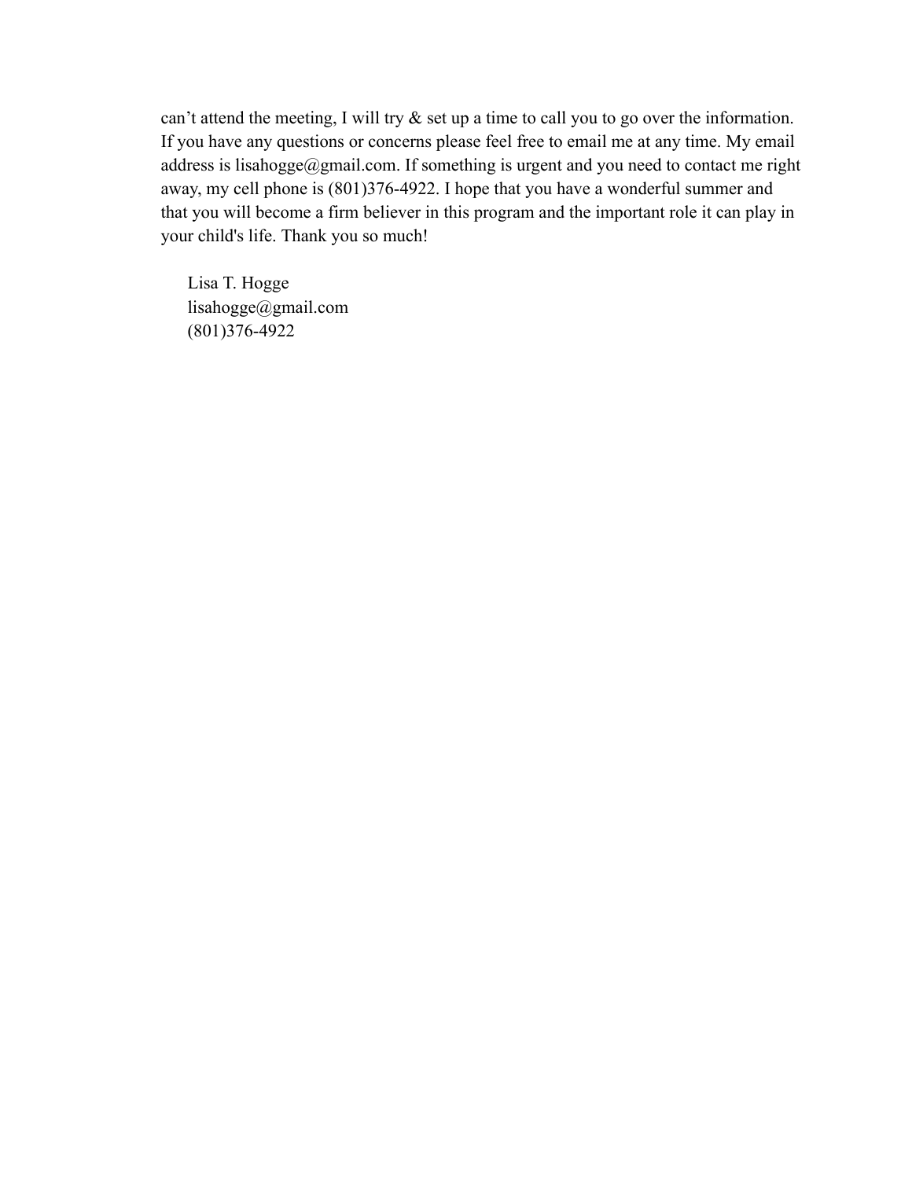can't attend the meeting, I will try & set up a time to call you to go over the information. If you have any questions or concerns please feel free to email me at any time. My email address is lisahogge@gmail.com. If something is urgent and you need to contact me right away, my cell phone is (801)376-4922. I hope that you have a wonderful summer and that you will become a firm believer in this program and the important role it can play in your child's life. Thank you so much!

Lisa T. Hogge
lisahogge@gmail.com
(801)376-4922